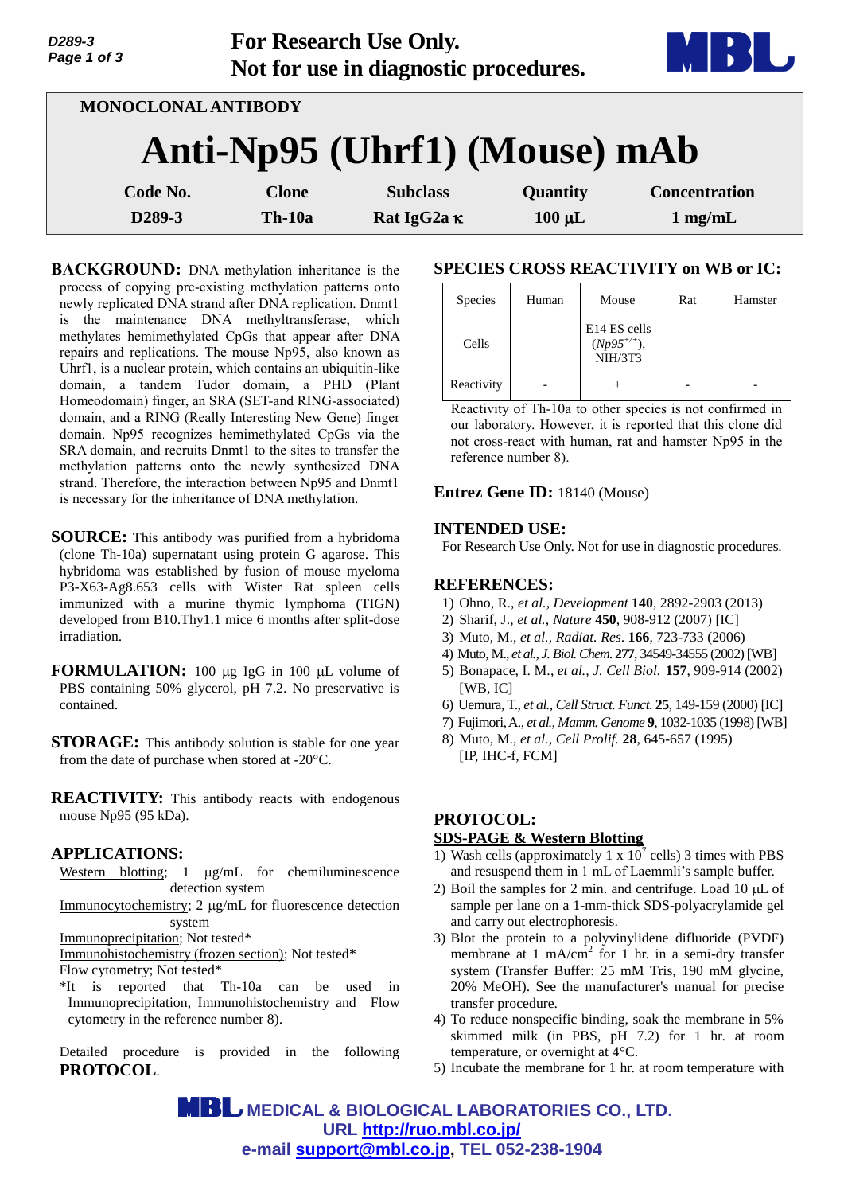For Research Use Only.
Not for use in diagnostic procedures.

MONOCLONAL ANTIBODY

# Anti-Np95 (Uhrf1) (Mouse) mAb

| Code No. | Clone | Subclass | Quantity | Concentration |
|---|---|---|---|---|
| D289-3 | Th-10a | Rat IgG2a κ | 100 μL | 1 mg/mL |

**BACKGROUND:** DNA methylation inheritance is the process of copying pre-existing methylation patterns onto newly replicated DNA strand after DNA replication. Dnmt1 is the maintenance DNA methyltransferase, which methylates hemimethylated CpGs that appear after DNA repairs and replications. The mouse Np95, also known as Uhrf1, is a nuclear protein, which contains an ubiquitin-like domain, a tandem Tudor domain, a PHD (Plant Homeodomain) finger, an SRA (SET-and RING-associated) domain, and a RING (Really Interesting New Gene) finger domain. Np95 recognizes hemimethylated CpGs via the SRA domain, and recruits Dnmt1 to the sites to transfer the methylation patterns onto the newly synthesized DNA strand. Therefore, the interaction between Np95 and Dnmt1 is necessary for the inheritance of DNA methylation.

**SOURCE:** This antibody was purified from a hybridoma (clone Th-10a) supernatant using protein G agarose. This hybridoma was established by fusion of mouse myeloma P3-X63-Ag8.653 cells with Wister Rat spleen cells immunized with a murine thymic lymphoma (TIGN) developed from B10.Thy1.1 mice 6 months after split-dose irradiation.

**FORMULATION:** 100 μg IgG in 100 μL volume of PBS containing 50% glycerol, pH 7.2. No preservative is contained.

**STORAGE:** This antibody solution is stable for one year from the date of purchase when stored at -20°C.

**REACTIVITY:** This antibody reacts with endogenous mouse Np95 (95 kDa).

## APPLICATIONS:

Western blotting; 1 μg/mL for chemiluminescence detection system
Immunocytochemistry; 2 μg/mL for fluorescence detection system
Immunoprecipitation; Not tested*
Immunohistochemistry (frozen section); Not tested*
Flow cytometry; Not tested*
*It is reported that Th-10a can be used in Immunoprecipitation, Immunohistochemistry and Flow cytometry in the reference number 8).

Detailed procedure is provided in the following **PROTOCOL**.

## SPECIES CROSS REACTIVITY on WB or IC:

| Species | Human | Mouse | Rat | Hamster |
|---|---|---|---|---|
| Cells | | E14 ES cells ($Np95^{+/+}$), NIH/3T3 | | |
| Reactivity | - | + | - | - |

Reactivity of Th-10a to other species is not confirmed in our laboratory. However, it is reported that this clone did not cross-react with human, rat and hamster Np95 in the reference number 8).

**Entrez Gene ID:** 18140 (Mouse)

## INTENDED USE:

For Research Use Only. Not for use in diagnostic procedures.

## REFERENCES:

1) Ohno, R., *et al., Development* **140**, 2892-2903 (2013)
2) Sharif, J., *et al., Nature* **450**, 908-912 (2007) [IC]
3) Muto, M., *et al., Radiat. Res*. **166**, 723-733 (2006)
4) Muto, M., *et al., J. Biol. Chem.* **277**, 34549-34555 (2002) [WB]
5) Bonapace, I. M., *et al., J. Cell Biol.* **157**, 909-914 (2002) [WB, IC]
6) Uemura, T., *et al., Cell Struct. Funct.* **25**, 149-159 (2000) [IC]
7) Fujimori, A., *et al., Mamm. Genome* **9**, 1032-1035 (1998) [WB]
8) Muto, M., *et al., Cell Prolif.* **28**, 645-657 (1995) [IP, IHC-f, FCM]

## PROTOCOL:

### SDS-PAGE & Western Blotting

1) Wash cells (approximately 1 x $10^7$ cells) 3 times with PBS and resuspend them in 1 mL of Laemmli's sample buffer.
2) Boil the samples for 2 min. and centrifuge. Load 10 μL of sample per lane on a 1-mm-thick SDS-polyacrylamide gel and carry out electrophoresis.
3) Blot the protein to a polyvinylidene difluoride (PVDF) membrane at 1 mA/cm$^2$ for 1 hr. in a semi-dry transfer system (Transfer Buffer: 25 mM Tris, 190 mM glycine, 20% MeOH). See the manufacturer's manual for precise transfer procedure.
4) To reduce nonspecific binding, soak the membrane in 5% skimmed milk (in PBS, pH 7.2) for 1 hr. at room temperature, or overnight at 4°C.
5) Incubate the membrane for 1 hr. at room temperature with

MEDICAL & BIOLOGICAL LABORATORIES CO., LTD.
URL http://ruo.mbl.co.jp/
e-mail support@mbl.co.jp, TEL 052-238-1904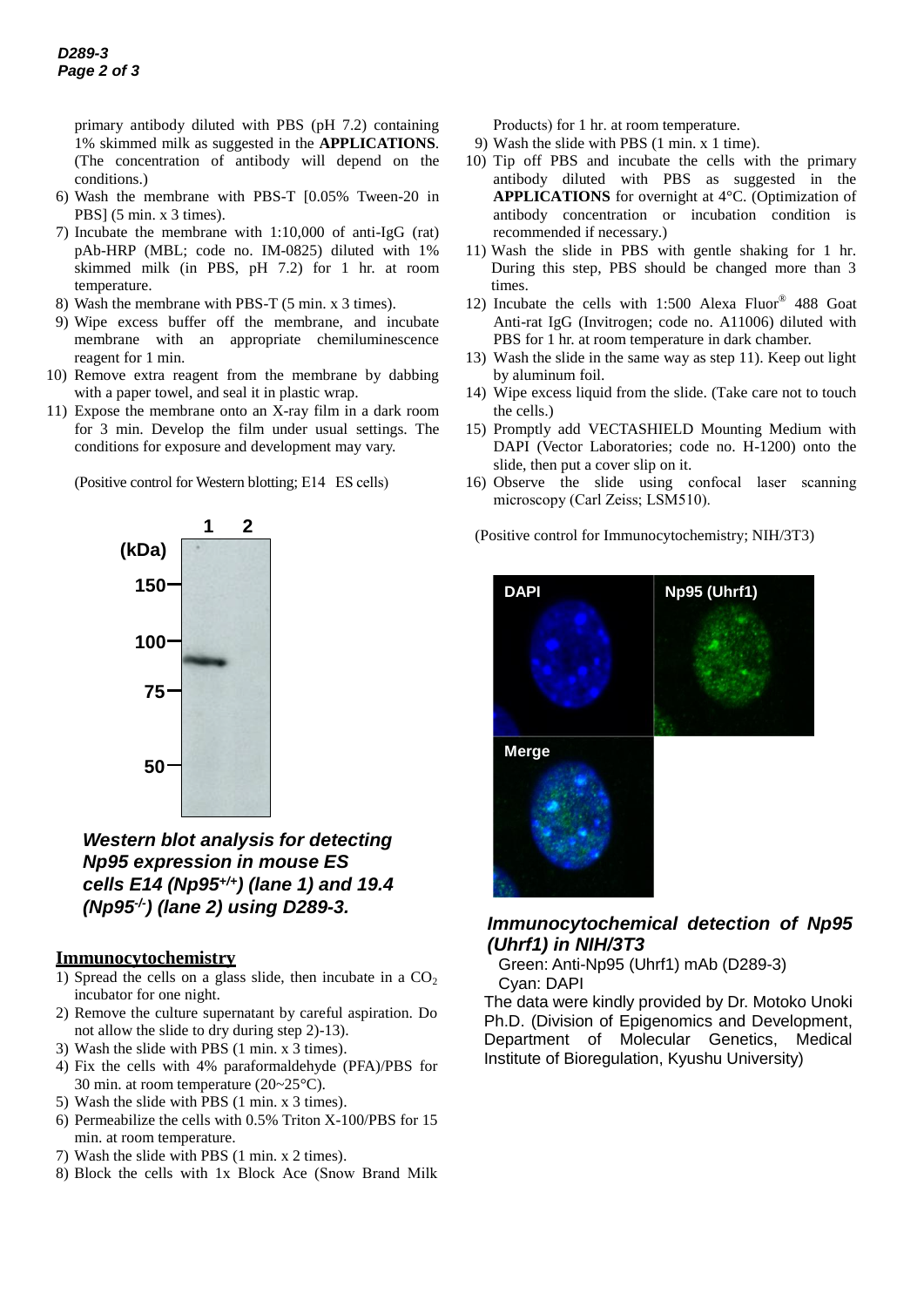primary antibody diluted with PBS (pH 7.2) containing 1% skimmed milk as suggested in the **APPLICATIONS**. (The concentration of antibody will depend on the conditions.)

6) Wash the membrane with PBS-T [0.05% Tween-20 in PBS] (5 min. x 3 times).
7) Incubate the membrane with 1:10,000 of anti-IgG (rat) pAb-HRP (MBL; code no. IM-0825) diluted with 1% skimmed milk (in PBS, pH 7.2) for 1 hr. at room temperature.
8) Wash the membrane with PBS-T (5 min. x 3 times).
9) Wipe excess buffer off the membrane, and incubate membrane with an appropriate chemiluminescence reagent for 1 min.
10) Remove extra reagent from the membrane by dabbing with a paper towel, and seal it in plastic wrap.
11) Expose the membrane onto an X-ray film in a dark room for 3 min. Develop the film under usual settings. The conditions for exposure and development may vary.

(Positive control for Western blotting; E14 ES cells)

***Western blot analysis for detecting Np95 expression in mouse ES cells E14 (Np95$^{+/+}$) (lane 1) and 19.4 (Np95$^{-/-}$) (lane 2) using D289-3.***

## Immunocytochemistry

1) Spread the cells on a glass slide, then incubate in a $CO_2$ incubator for one night.
2) Remove the culture supernatant by careful aspiration. Do not allow the slide to dry during step 2)-13).
3) Wash the slide with PBS (1 min. x 3 times).
4) Fix the cells with 4% paraformaldehyde (PFA)/PBS for 30 min. at room temperature (20~25°C).
5) Wash the slide with PBS (1 min. x 3 times).
6) Permeabilize the cells with 0.5% Triton X-100/PBS for 15 min. at room temperature.
7) Wash the slide with PBS (1 min. x 2 times).
8) Block the cells with 1x Block Ace (Snow Brand Milk Products) for 1 hr. at room temperature.
9) Wash the slide with PBS (1 min. x 1 time).
10) Tip off PBS and incubate the cells with the primary antibody diluted with PBS as suggested in the **APPLICATIONS** for overnight at 4°C. (Optimization of antibody concentration or incubation condition is recommended if necessary.)
11) Wash the slide in PBS with gentle shaking for 1 hr. During this step, PBS should be changed more than 3 times.
12) Incubate the cells with 1:500 Alexa Fluor® 488 Goat Anti-rat IgG (Invitrogen; code no. A11006) diluted with PBS for 1 hr. at room temperature in dark chamber.
13) Wash the slide in the same way as step 11). Keep out light by aluminum foil.
14) Wipe excess liquid from the slide. (Take care not to touch the cells.)
15) Promptly add VECTASHIELD Mounting Medium with DAPI (Vector Laboratories; code no. H-1200) onto the slide, then put a cover slip on it.
16) Observe the slide using confocal laser scanning microscopy (Carl Zeiss; LSM510).

(Positive control for Immunocytochemistry; NIH/3T3)

***Immunocytochemical detection of Np95 (Uhrf1) in NIH/3T3***

Green: Anti-Np95 (Uhrf1) mAb (D289-3)
Cyan: DAPI

The data were kindly provided by Dr. Motoko Unoki Ph.D. (Division of Epigenomics and Development, Department of Molecular Genetics, Medical Institute of Bioregulation, Kyushu University)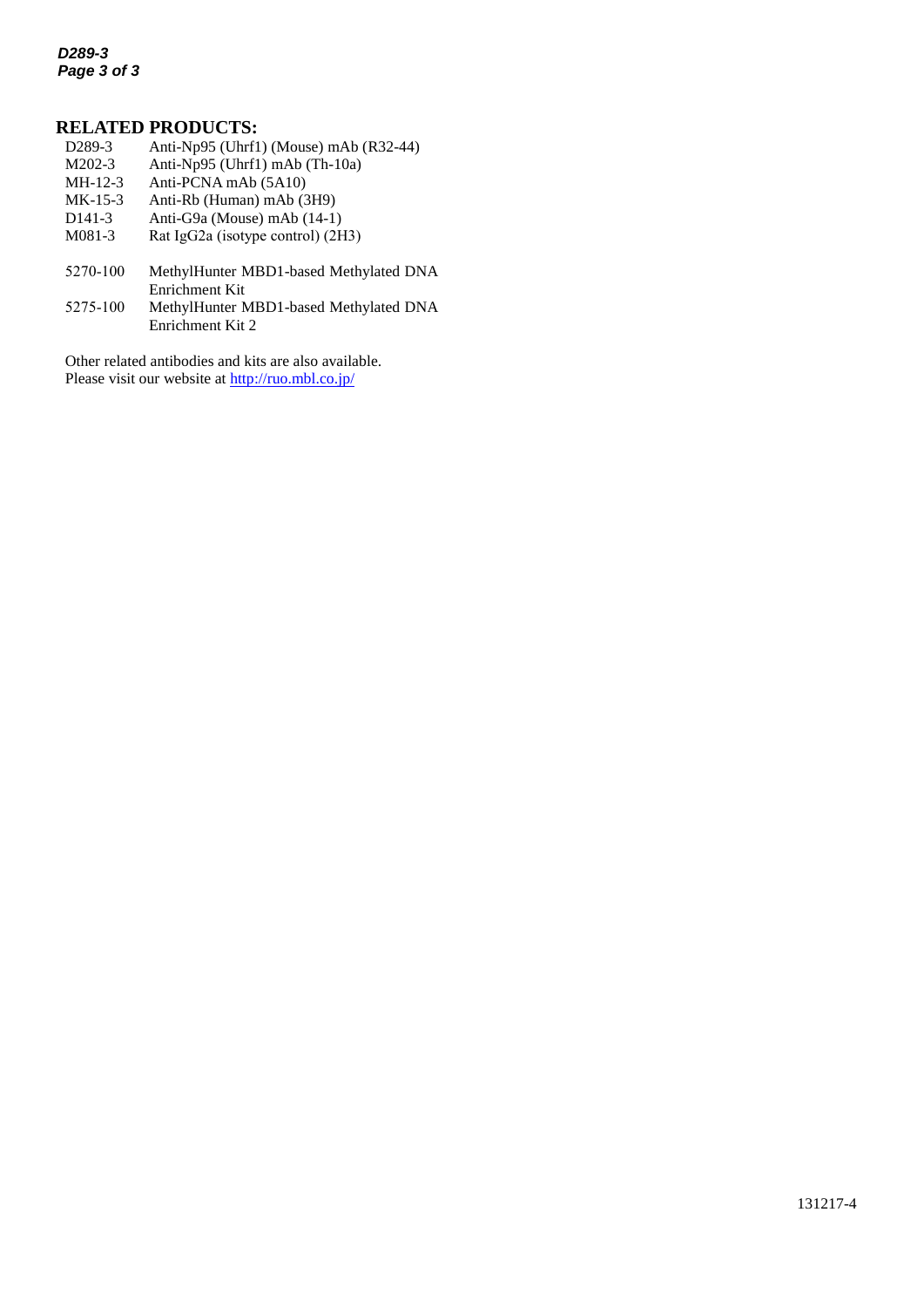## RELATED PRODUCTS:

| | |
|---|---|
| D289-3 | Anti-Np95 (Uhrf1) (Mouse) mAb (R32-44) |
| M202-3 | Anti-Np95 (Uhrf1) mAb (Th-10a) |
| MH-12-3 | Anti-PCNA mAb (5A10) |
| MK-15-3 | Anti-Rb (Human) mAb (3H9) |
| D141-3 | Anti-G9a (Mouse) mAb (14-1) |
| M081-3 | Rat IgG2a (isotype control) (2H3) |
| 5270-100 | MethylHunter MBD1-based Methylated DNA Enrichment Kit |
| 5275-100 | MethylHunter MBD1-based Methylated DNA Enrichment Kit 2 |

Other related antibodies and kits are also available.
Please visit our website at http://ruo.mbl.co.jp/

131217-4